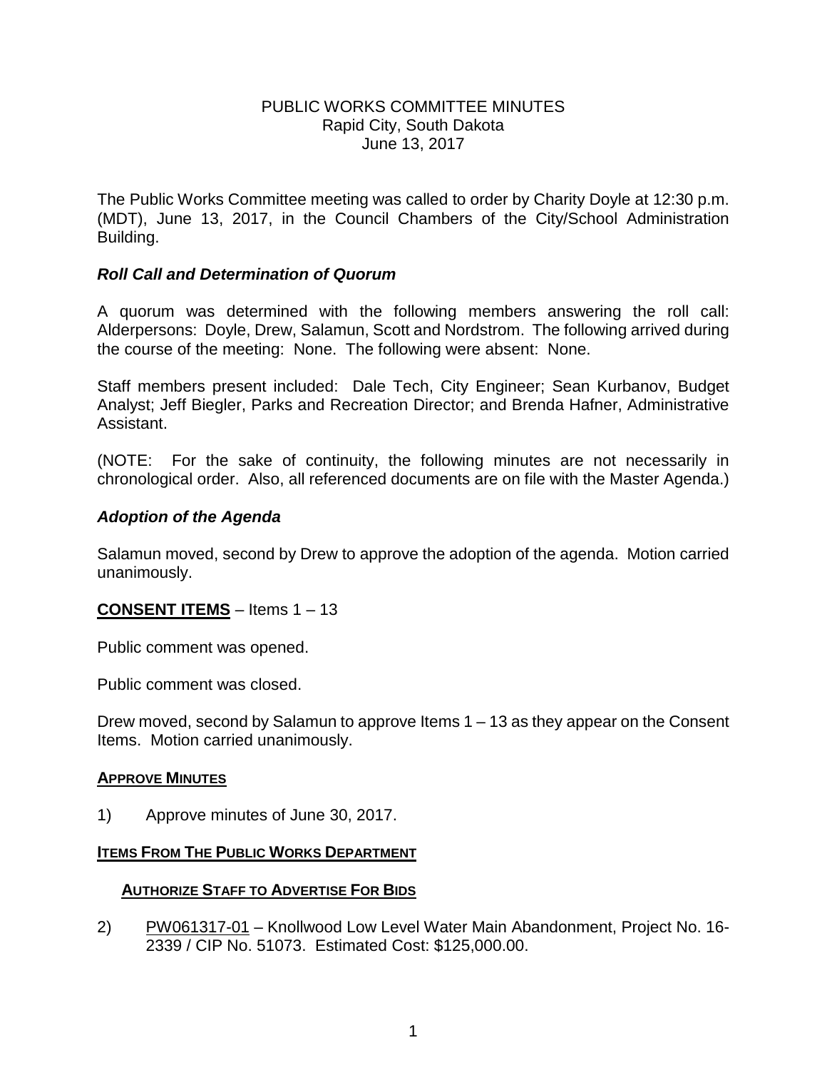# PUBLIC WORKS COMMITTEE MINUTES
Rapid City, South Dakota
June 13, 2017

The Public Works Committee meeting was called to order by Charity Doyle at 12:30 p.m. (MDT), June 13, 2017, in the Council Chambers of the City/School Administration Building.

## *Roll Call and Determination of Quorum*

A quorum was determined with the following members answering the roll call: Alderpersons: Doyle, Drew, Salamun, Scott and Nordstrom. The following arrived during the course of the meeting: None. The following were absent: None.

Staff members present included: Dale Tech, City Engineer; Sean Kurbanov, Budget Analyst; Jeff Biegler, Parks and Recreation Director; and Brenda Hafner, Administrative Assistant.

(NOTE: For the sake of continuity, the following minutes are not necessarily in chronological order. Also, all referenced documents are on file with the Master Agenda.)

## *Adoption of the Agenda*

Salamun moved, second by Drew to approve the adoption of the agenda. Motion carried unanimously.

## **CONSENT ITEMS** – Items 1 – 13

Public comment was opened.

Public comment was closed.

Drew moved, second by Salamun to approve Items 1 – 13 as they appear on the Consent Items. Motion carried unanimously.

### **APPROVE MINUTES**

1) Approve minutes of June 30, 2017.

### **ITEMS FROM THE PUBLIC WORKS DEPARTMENT**

#### **AUTHORIZE STAFF TO ADVERTISE FOR BIDS**

2) PW061317-01 – Knollwood Low Level Water Main Abandonment, Project No. 16-2339 / CIP No. 51073. Estimated Cost: $125,000.00.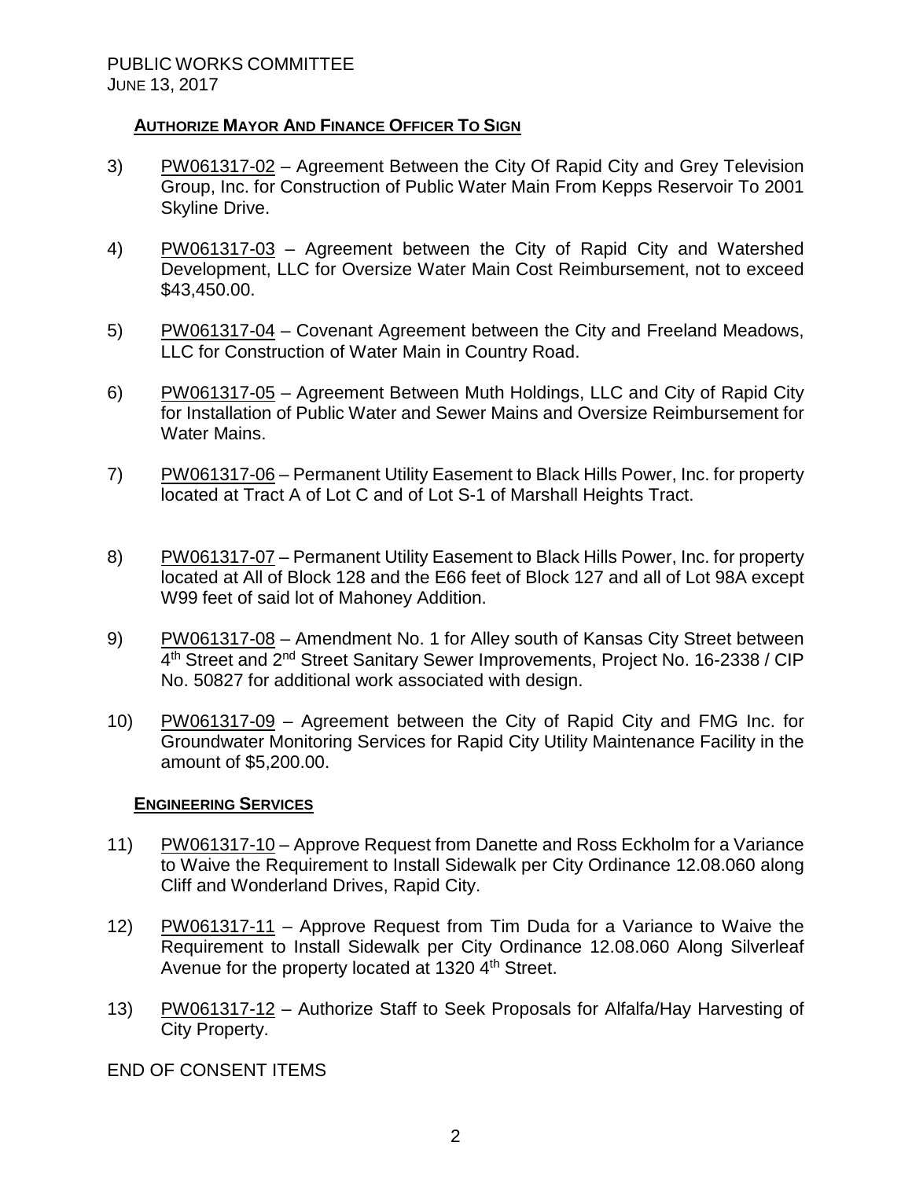PUBLIC WORKS COMMITTEE
JUNE 13, 2017

**AUTHORIZE MAYOR AND FINANCE OFFICER TO SIGN**

3) PW061317-02 – Agreement Between the City Of Rapid City and Grey Television Group, Inc. for Construction of Public Water Main From Kepps Reservoir To 2001 Skyline Drive.

4) PW061317-03 – Agreement between the City of Rapid City and Watershed Development, LLC for Oversize Water Main Cost Reimbursement, not to exceed $43,450.00.

5) PW061317-04 – Covenant Agreement between the City and Freeland Meadows, LLC for Construction of Water Main in Country Road.

6) PW061317-05 – Agreement Between Muth Holdings, LLC and City of Rapid City for Installation of Public Water and Sewer Mains and Oversize Reimbursement for Water Mains.

7) PW061317-06 – Permanent Utility Easement to Black Hills Power, Inc. for property located at Tract A of Lot C and of Lot S-1 of Marshall Heights Tract.

8) PW061317-07 – Permanent Utility Easement to Black Hills Power, Inc. for property located at All of Block 128 and the E66 feet of Block 127 and all of Lot 98A except W99 feet of said lot of Mahoney Addition.

9) PW061317-08 – Amendment No. 1 for Alley south of Kansas City Street between 4th Street and 2nd Street Sanitary Sewer Improvements, Project No. 16-2338 / CIP No. 50827 for additional work associated with design.

10) PW061317-09 – Agreement between the City of Rapid City and FMG Inc. for Groundwater Monitoring Services for Rapid City Utility Maintenance Facility in the amount of $5,200.00.

**ENGINEERING SERVICES**

11) PW061317-10 – Approve Request from Danette and Ross Eckholm for a Variance to Waive the Requirement to Install Sidewalk per City Ordinance 12.08.060 along Cliff and Wonderland Drives, Rapid City.

12) PW061317-11 – Approve Request from Tim Duda for a Variance to Waive the Requirement to Install Sidewalk per City Ordinance 12.08.060 Along Silverleaf Avenue for the property located at 1320 4th Street.

13) PW061317-12 – Authorize Staff to Seek Proposals for Alfalfa/Hay Harvesting of City Property.

END OF CONSENT ITEMS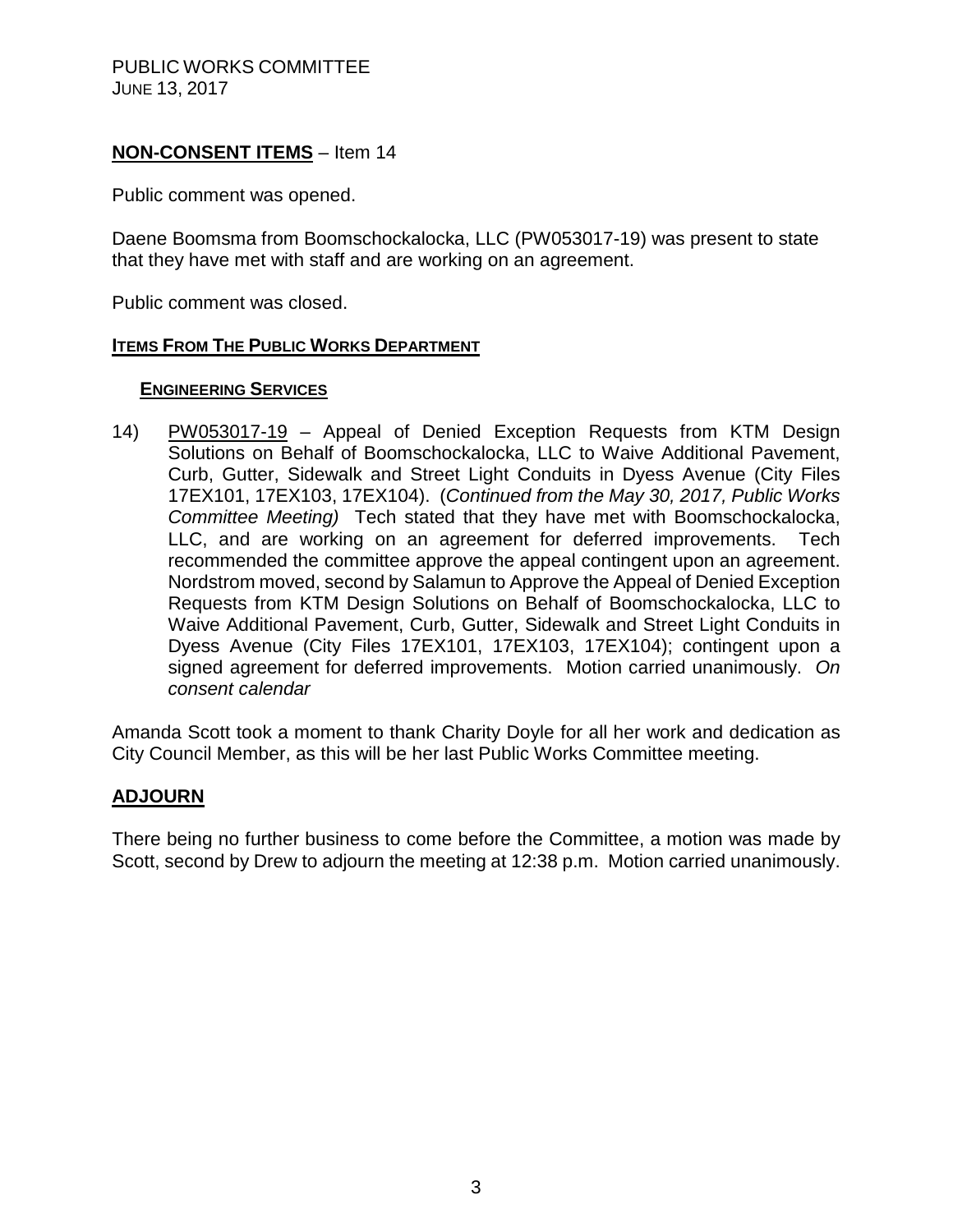## NON-CONSENT ITEMS – Item 14

Public comment was opened.

Daene Boomsma from Boomschockalocka, LLC (PW053017-19) was present to state that they have met with staff and are working on an agreement.

Public comment was closed.

### ITEMS FROM THE PUBLIC WORKS DEPARTMENT

#### ENGINEERING SERVICES

14) PW053017-19 – Appeal of Denied Exception Requests from KTM Design Solutions on Behalf of Boomschockalocka, LLC to Waive Additional Pavement, Curb, Gutter, Sidewalk and Street Light Conduits in Dyess Avenue (City Files 17EX101, 17EX103, 17EX104). (*Continued from the May 30, 2017, Public Works Committee Meeting)* Tech stated that they have met with Boomschockalocka, LLC, and are working on an agreement for deferred improvements. Tech recommended the committee approve the appeal contingent upon an agreement. Nordstrom moved, second by Salamun to Approve the Appeal of Denied Exception Requests from KTM Design Solutions on Behalf of Boomschockalocka, LLC to Waive Additional Pavement, Curb, Gutter, Sidewalk and Street Light Conduits in Dyess Avenue (City Files 17EX101, 17EX103, 17EX104); contingent upon a signed agreement for deferred improvements. Motion carried unanimously. *On consent calendar*

Amanda Scott took a moment to thank Charity Doyle for all her work and dedication as City Council Member, as this will be her last Public Works Committee meeting.

## ADJOURN

There being no further business to come before the Committee, a motion was made by Scott, second by Drew to adjourn the meeting at 12:38 p.m. Motion carried unanimously.